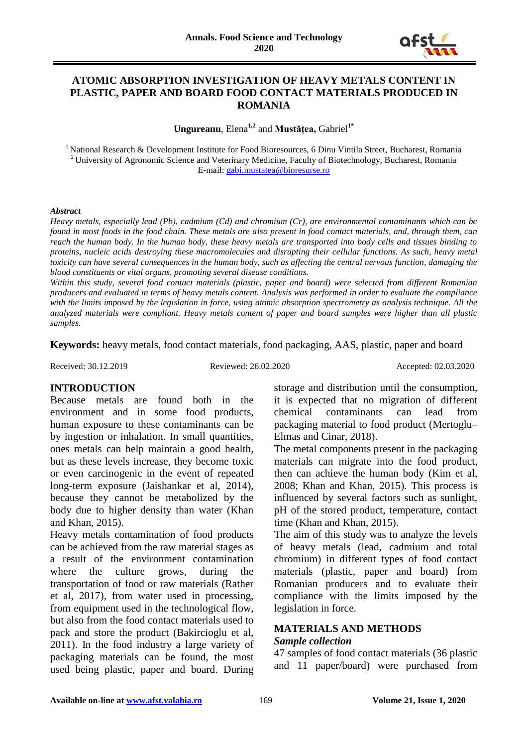# ATOMIC ABSORPTION INVESTIGATION OF HEAVY METALS CONTENT IN PLASTIC, PAPER AND BOARD FOOD CONTACT MATERIALS PRODUCED IN ROMANIA

**Ungureanu**, Elena[1,2] and **Mustățea,** Gabriel[1*]

[1] National Research & Development Institute for Food Bioresources, 6 Dinu Vintila Street, Bucharest, Romania
[2] University of Agronomic Science and Veterinary Medicine, Faculty of Biotechnology, Bucharest, Romania
E-mail: gabi.mustatea@bioresurse.ro

***Abstract***

*Heavy metals, especially lead (Pb), cadmium (Cd) and chromium (Cr), are environmental contaminants which can be found in most foods in the food chain. These metals are also present in food contact materials, and, through them, can reach the human body. In the human body, these heavy metals are transported into body cells and tissues binding to proteins, nucleic acids destroying these macromolecules and disrupting their cellular functions. As such, heavy metal toxicity can have several consequences in the human body, such as affecting the central nervous function, damaging the blood constituents or vital organs, promoting several disease conditions.*

*Within this study, several food contact materials (plastic, paper and board) were selected from different Romanian producers and evaluated in terms of heavy metals content. Analysis was performed in order to evaluate the compliance with the limits imposed by the legislation in force, using atomic absorption spectrometry as analysis technique. All the analyzed materials were compliant. Heavy metals content of paper and board samples were higher than all plastic samples.*

**Keywords:** heavy metals, food contact materials, food packaging, AAS, plastic, paper and board

Received: 30.12.2019 Reviewed: 26.02.2020 Accepted: 02.03.2020

## INTRODUCTION

Because metals are found both in the environment and in some food products, human exposure to these contaminants can be by ingestion or inhalation. In small quantities, ones metals can help maintain a good health, but as these levels increase, they become toxic or even carcinogenic in the event of repeated long-term exposure (Jaishankar et al, 2014), because they cannot be metabolized by the body due to higher density than water (Khan and Khan, 2015).

Heavy metals contamination of food products can be achieved from the raw material stages as a result of the environment contamination where the culture grows, during the transportation of food or raw materials (Rather et al, 2017), from water used in processing, from equipment used in the technological flow, but also from the food contact materials used to pack and store the product (Bakircioglu et al, 2011). In the food industry a large variety of packaging materials can be found, the most used being plastic, paper and board. During storage and distribution until the consumption, it is expected that no migration of different chemical contaminants can lead from packaging material to food product (Mertoglu–Elmas and Cinar, 2018).

The metal components present in the packaging materials can migrate into the food product, then can achieve the human body (Kim et al, 2008; Khan and Khan, 2015). This process is influenced by several factors such as sunlight, pH of the stored product, temperature, contact time (Khan and Khan, 2015).

The aim of this study was to analyze the levels of heavy metals (lead, cadmium and total chromium) in different types of food contact materials (plastic, paper and board) from Romanian producers and to evaluate their compliance with the limits imposed by the legislation in force.

## MATERIALS AND METHODS

### *Sample collection*

47 samples of food contact materials (36 plastic and 11 paper/board) were purchased from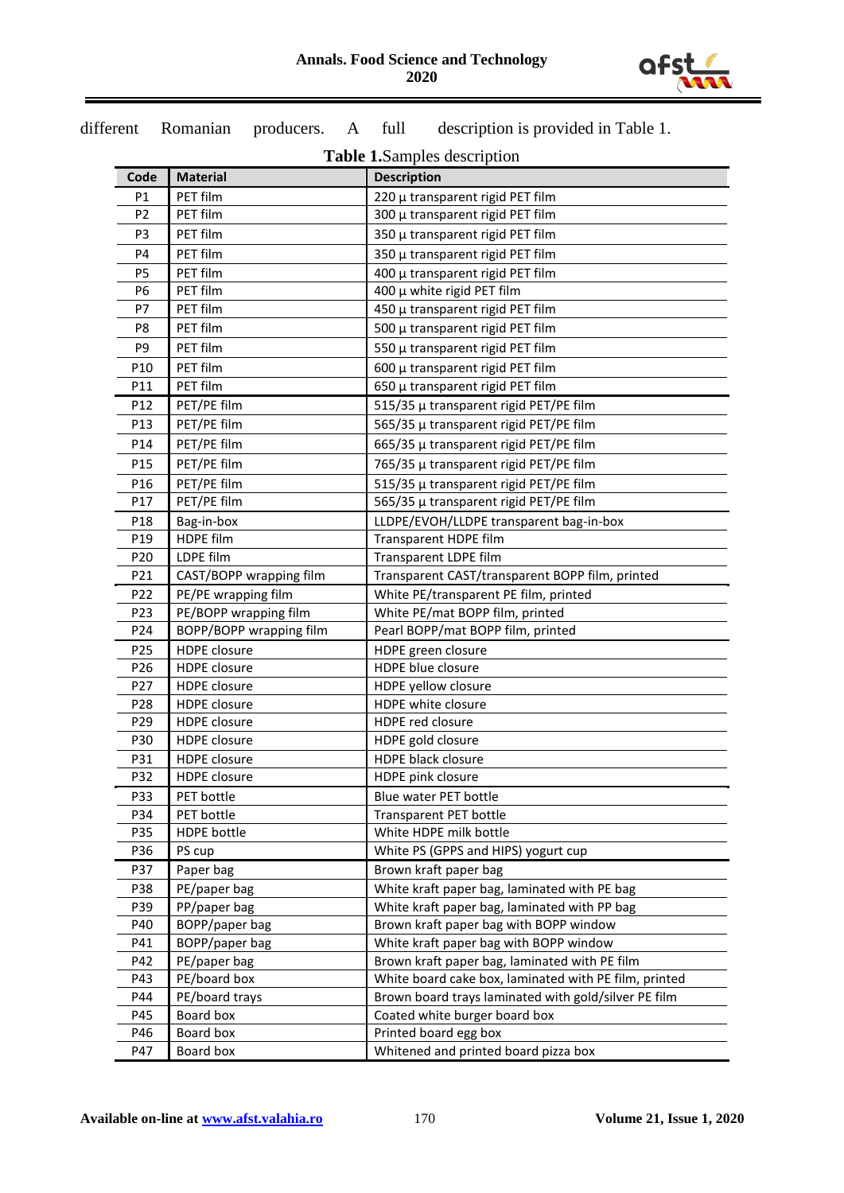different Romanian producers. A full description is provided in Table 1.

**Table 1.** Samples description

| Code | Material | Description |
|---|---|---|
| P1 | PET film | 220 µ transparent rigid PET film |
| P2 | PET film | 300 µ transparent rigid PET film |
| P3 | PET film | 350 µ transparent rigid PET film |
| P4 | PET film | 350 µ transparent rigid PET film |
| P5 | PET film | 400 µ transparent rigid PET film |
| P6 | PET film | 400 µ white rigid PET film |
| P7 | PET film | 450 µ transparent rigid PET film |
| P8 | PET film | 500 µ transparent rigid PET film |
| P9 | PET film | 550 µ transparent rigid PET film |
| P10 | PET film | 600 µ transparent rigid PET film |
| P11 | PET film | 650 µ transparent rigid PET film |
| P12 | PET/PE film | 515/35 µ transparent rigid PET/PE film |
| P13 | PET/PE film | 565/35 µ transparent rigid PET/PE film |
| P14 | PET/PE film | 665/35 µ transparent rigid PET/PE film |
| P15 | PET/PE film | 765/35 µ transparent rigid PET/PE film |
| P16 | PET/PE film | 515/35 µ transparent rigid PET/PE film |
| P17 | PET/PE film | 565/35 µ transparent rigid PET/PE film |
| P18 | Bag-in-box | LLDPE/EVOH/LLDPE transparent bag-in-box |
| P19 | HDPE film | Transparent HDPE film |
| P20 | LDPE film | Transparent LDPE film |
| P21 | CAST/BOPP wrapping film | Transparent CAST/transparent BOPP film, printed |
| P22 | PE/PE wrapping film | White PE/transparent PE film, printed |
| P23 | PE/BOPP wrapping film | White PE/mat BOPP film, printed |
| P24 | BOPP/BOPP wrapping film | Pearl BOPP/mat BOPP film, printed |
| P25 | HDPE closure | HDPE green closure |
| P26 | HDPE closure | HDPE blue closure |
| P27 | HDPE closure | HDPE yellow closure |
| P28 | HDPE closure | HDPE white closure |
| P29 | HDPE closure | HDPE red closure |
| P30 | HDPE closure | HDPE gold closure |
| P31 | HDPE closure | HDPE black closure |
| P32 | HDPE closure | HDPE pink closure |
| P33 | PET bottle | Blue water PET bottle |
| P34 | PET bottle | Transparent PET bottle |
| P35 | HDPE bottle | White HDPE milk bottle |
| P36 | PS cup | White PS (GPPS and HIPS) yogurt cup |
| P37 | Paper bag | Brown kraft paper bag |
| P38 | PE/paper bag | White kraft paper bag, laminated with PE bag |
| P39 | PP/paper bag | White kraft paper bag, laminated with PP bag |
| P40 | BOPP/paper bag | Brown kraft paper bag with BOPP window |
| P41 | BOPP/paper bag | White kraft paper bag with BOPP window |
| P42 | PE/paper bag | Brown kraft paper bag, laminated with PE film |
| P43 | PE/board box | White board cake box, laminated with PE film, printed |
| P44 | PE/board trays | Brown board trays laminated with gold/silver PE film |
| P45 | Board box | Coated white burger board box |
| P46 | Board box | Printed board egg box |
| P47 | Board box | Whitened and printed board pizza box |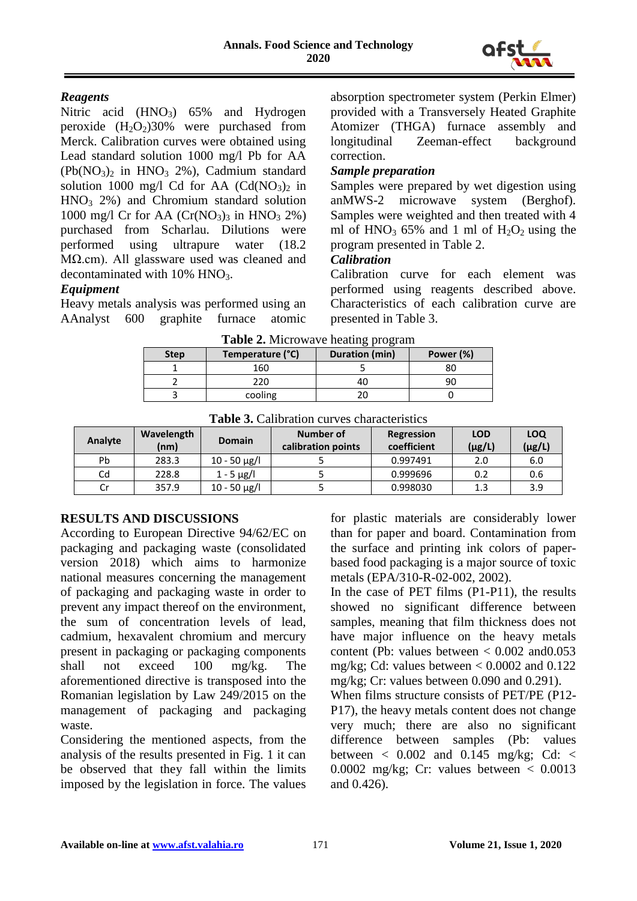### *Reagents*

Nitric acid ($HNO_3$) 65% and Hydrogen peroxide ($H_2O_2$)30% were purchased from Merck. Calibration curves were obtained using Lead standard solution 1000 mg/l Pb for AA ($Pb(NO_3)_2$ in $HNO_3$ 2%), Cadmium standard solution 1000 mg/l Cd for AA ($Cd(NO_3)_2$ in $HNO_3$ 2%) and Chromium standard solution 1000 mg/l Cr for AA ($Cr(NO_3)_3$ in $HNO_3$ 2%) purchased from Scharlau. Dilutions were performed using ultrapure water (18.2 MΩ.cm). All glassware used was cleaned and decontaminated with 10% $HNO_3$.

### *Equipment*

Heavy metals analysis was performed using an AAnalyst 600 graphite furnace atomic absorption spectrometer system (Perkin Elmer) provided with a Transversely Heated Graphite Atomizer (THGA) furnace assembly and longitudinal Zeeman-effect background correction.

### *Sample preparation*

Samples were prepared by wet digestion using anMWS-2 microwave system (Berghof). Samples were weighted and then treated with 4 ml of $HNO_3$ 65% and 1 ml of $H_2O_2$ using the program presented in Table 2.

### *Calibration*

Calibration curve for each element was performed using reagents described above. Characteristics of each calibration curve are presented in Table 3.

**Table 2.** Microwave heating program

| Step | Temperature (°C) | Duration (min) | Power (%) |
|---|---|---|---|
| 1 | 160 | 5 | 80 |
| 2 | 220 | 40 | 90 |
| 3 | cooling | 20 | 0 |

**Table 3.** Calibration curves characteristics

| Analyte | Wavelength (nm) | Domain | Number of calibration points | Regression coefficient | LOD (μg/L) | LOQ (μg/L) |
|---|---|---|---|---|---|---|
| Pb | 283.3 | 10 - 50 μg/l | 5 | 0.997491 | 2.0 | 6.0 |
| Cd | 228.8 | 1 - 5 μg/l | 5 | 0.999696 | 0.2 | 0.6 |
| Cr | 357.9 | 10 - 50 μg/l | 5 | 0.998030 | 1.3 | 3.9 |

## RESULTS AND DISCUSSIONS

According to European Directive 94/62/EC on packaging and packaging waste (consolidated version 2018) which aims to harmonize national measures concerning the management of packaging and packaging waste in order to prevent any impact thereof on the environment, the sum of concentration levels of lead, cadmium, hexavalent chromium and mercury present in packaging or packaging components shall not exceed 100 mg/kg. The aforementioned directive is transposed into the Romanian legislation by Law 249/2015 on the management of packaging and packaging waste.

Considering the mentioned aspects, from the analysis of the results presented in Fig. 1 it can be observed that they fall within the limits imposed by the legislation in force. The values for plastic materials are considerably lower than for paper and board. Contamination from the surface and printing ink colors of paper-based food packaging is a major source of toxic metals (EPA/310-R-02-002, 2002).

In the case of PET films (P1-P11), the results showed no significant difference between samples, meaning that film thickness does not have major influence on the heavy metals content (Pb: values between < 0.002 and0.053 mg/kg; Cd: values between < 0.0002 and 0.122 mg/kg; Cr: values between 0.090 and 0.291).

When films structure consists of PET/PE (P12-P17), the heavy metals content does not change very much; there are also no significant difference between samples (Pb: values between < 0.002 and 0.145 mg/kg; Cd: < 0.0002 mg/kg; Cr: values between < 0.0013 and 0.426).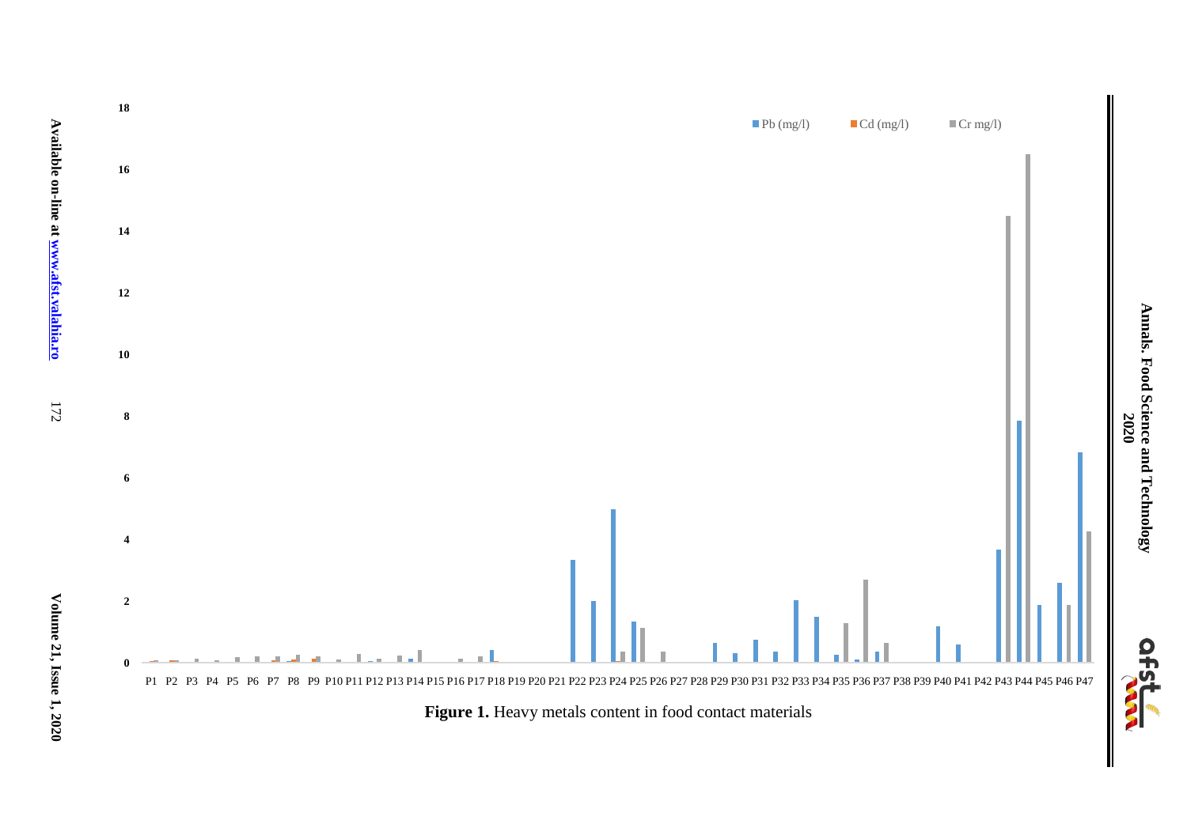Figure 1. Heavy metals content in food contact materials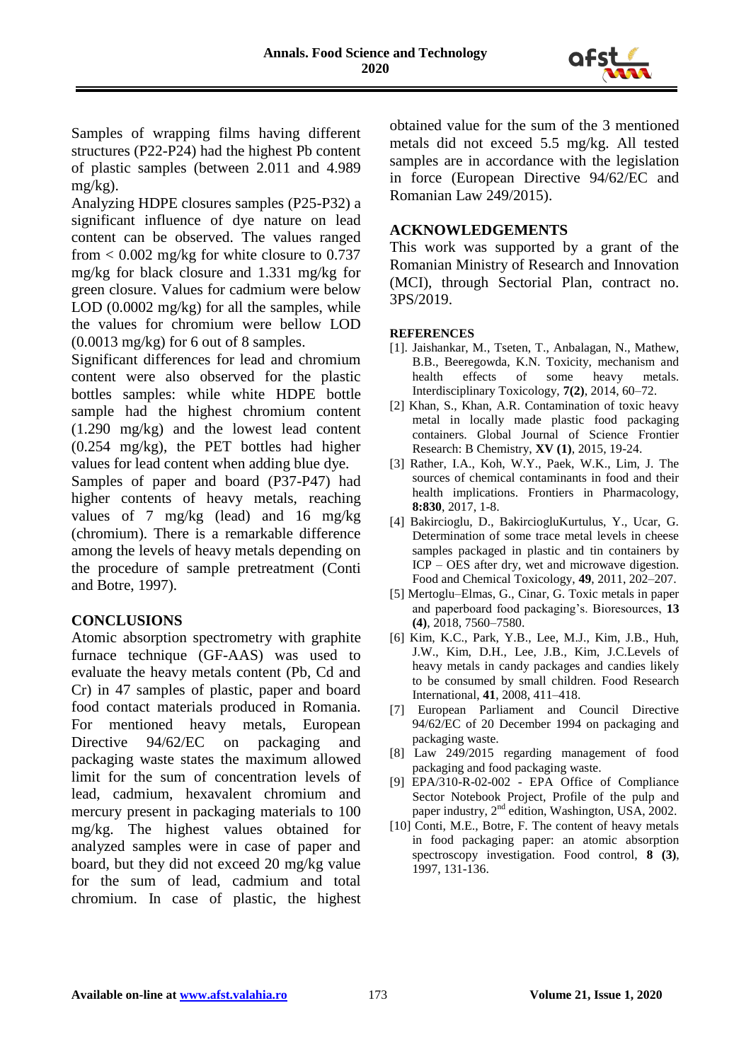Samples of wrapping films having different structures (P22-P24) had the highest Pb content of plastic samples (between 2.011 and 4.989 mg/kg).

Analyzing HDPE closures samples (P25-P32) a significant influence of dye nature on lead content can be observed. The values ranged from < 0.002 mg/kg for white closure to 0.737 mg/kg for black closure and 1.331 mg/kg for green closure. Values for cadmium were below LOD (0.0002 mg/kg) for all the samples, while the values for chromium were bellow LOD (0.0013 mg/kg) for 6 out of 8 samples.

Significant differences for lead and chromium content were also observed for the plastic bottles samples: while white HDPE bottle sample had the highest chromium content (1.290 mg/kg) and the lowest lead content (0.254 mg/kg), the PET bottles had higher values for lead content when adding blue dye.

Samples of paper and board (P37-P47) had higher contents of heavy metals, reaching values of 7 mg/kg (lead) and 16 mg/kg (chromium). There is a remarkable difference among the levels of heavy metals depending on the procedure of sample pretreatment (Conti and Botre, 1997).

## CONCLUSIONS

Atomic absorption spectrometry with graphite furnace technique (GF-AAS) was used to evaluate the heavy metals content (Pb, Cd and Cr) in 47 samples of plastic, paper and board food contact materials produced in Romania. For mentioned heavy metals, European Directive 94/62/EC on packaging and packaging waste states the maximum allowed limit for the sum of concentration levels of lead, cadmium, hexavalent chromium and mercury present in packaging materials to 100 mg/kg. The highest values obtained for analyzed samples were in case of paper and board, but they did not exceed 20 mg/kg value for the sum of lead, cadmium and total chromium. In case of plastic, the highest obtained value for the sum of the 3 mentioned metals did not exceed 5.5 mg/kg. All tested samples are in accordance with the legislation in force (European Directive 94/62/EC and Romanian Law 249/2015).

## ACKNOWLEDGEMENTS

This work was supported by a grant of the Romanian Ministry of Research and Innovation (MCI), through Sectorial Plan, contract no. 3PS/2019.

### REFERENCES

[1]. Jaishankar, M., Tseten, T., Anbalagan, N., Mathew, B.B., Beeregowda, K.N. Toxicity, mechanism and health effects of some heavy metals. Interdisciplinary Toxicology, **7(2)**, 2014, 60–72.

[2] Khan, S., Khan, A.R. Contamination of toxic heavy metal in locally made plastic food packaging containers. Global Journal of Science Frontier Research: B Chemistry, **XV (1)**, 2015, 19-24.

[3] Rather, I.A., Koh, W.Y., Paek, W.K., Lim, J. The sources of chemical contaminants in food and their health implications. Frontiers in Pharmacology, **8:830**, 2017, 1-8.

[4] Bakircioglu, D., BakirciogluKurtulus, Y., Ucar, G. Determination of some trace metal levels in cheese samples packaged in plastic and tin containers by ICP – OES after dry, wet and microwave digestion. Food and Chemical Toxicology, **49**, 2011, 202–207.

[5] Mertoglu–Elmas, G., Cinar, G. Toxic metals in paper and paperboard food packaging's. Bioresources, **13 (4)**, 2018, 7560–7580.

[6] Kim, K.C., Park, Y.B., Lee, M.J., Kim, J.B., Huh, J.W., Kim, D.H., Lee, J.B., Kim, J.C.Levels of heavy metals in candy packages and candies likely to be consumed by small children. Food Research International, **41**, 2008, 411–418.

[7] European Parliament and Council Directive 94/62/EC of 20 December 1994 on packaging and packaging waste.

[8] Law 249/2015 regarding management of food packaging and food packaging waste.

[9] EPA/310-R-02-002 - EPA Office of Compliance Sector Notebook Project, Profile of the pulp and paper industry, 2nd edition, Washington, USA, 2002.

[10] Conti, M.E., Botre, F. The content of heavy metals in food packaging paper: an atomic absorption spectroscopy investigation. Food control, **8 (3)**, 1997, 131-136.